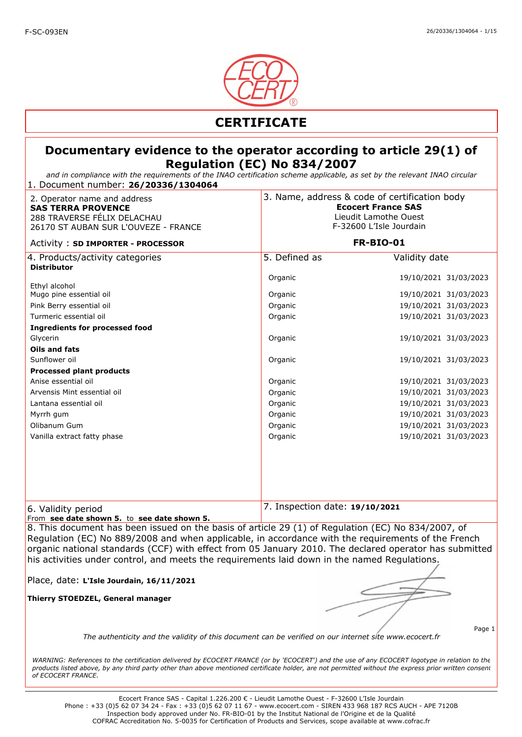F-SC-093EN

# CERTIFICATE

## Documentary evidence to the operator according to article 29(1) of Regulation (EC) No 834/2007

*and in compliance with the requirements of the INAO certification scheme applicable, as set by the relevant INAO circular*

1. Document number: **26/20336/1304064**

| 2. Operator name and address | 3. Name, address & code of certification body |
|---|---|
| **SAS TERRA PROVENCE**<br>288 TRAVERSE FÉLIX DELACHAU<br>26170 ST AUBAN SUR L'OUVEZE - FRANCE | **Ecocert France SAS**<br>Lieudit Lamothe Ouest<br>F-32600 L'Isle Jourdain |
| Activity : **SD IMPORTER - PROCESSOR** | **FR-BIO-01** |

| 4. Products/activity categories | 5. Defined as | Validity date | |
|---|---|---|---|
| **Distributor** | | | |
| Ethyl alcohol | Organic | 19/10/2021 | 31/03/2023 |
| Mugo pine essential oil | Organic | 19/10/2021 | 31/03/2023 |
| Pink Berry essential oil | Organic | 19/10/2021 | 31/03/2023 |
| Turmeric essential oil | Organic | 19/10/2021 | 31/03/2023 |
| **Ingredients for processed food** | | | |
| Glycerin | Organic | 19/10/2021 | 31/03/2023 |
| **Oils and fats** | | | |
| Sunflower oil | Organic | 19/10/2021 | 31/03/2023 |
| **Processed plant products** | | | |
| Anise essential oil | Organic | 19/10/2021 | 31/03/2023 |
| Arvensis Mint essential oil | Organic | 19/10/2021 | 31/03/2023 |
| Lantana essential oil | Organic | 19/10/2021 | 31/03/2023 |
| Myrrh gum | Organic | 19/10/2021 | 31/03/2023 |
| Olibanum Gum | Organic | 19/10/2021 | 31/03/2023 |
| Vanilla extract fatty phase | Organic | 19/10/2021 | 31/03/2023 |

| 6. Validity period | 7. Inspection date: **19/10/2021** |
|---|---|
| From **see date shown 5.** to **see date shown 5.** | |

8. This document has been issued on the basis of article 29 (1) of Regulation (EC) No 834/2007, of Regulation (EC) No 889/2008 and when applicable, in accordance with the requirements of the French organic national standards (CCF) with effect from 05 January 2010. The declared operator has submitted his activities under control, and meets the requirements laid down in the named Regulations.

Place, date: **L'Isle Jourdain, 16/11/2021**

**Thierry STOEDZEL, General manager**

*The authenticity and the validity of this document can be verified on our internet site www.ecocert.fr*

*WARNING: References to the certification delivered by ECOCERT FRANCE (or by 'ECOCERT') and the use of any ECOCERT logotype in relation to the products listed above, by any third party other than above mentioned certificate holder, are not permitted without the express prior written consent of ECOCERT FRANCE.*

Ecocert France SAS - Capital 1.226.200 € - Lieudit Lamothe Ouest - F-32600 L'Isle Jourdain
Phone : +33 (0)5 62 07 34 24 - Fax : +33 (0)5 62 07 11 67 - www.ecocert.com - SIREN 433 968 187 RCS AUCH - APE 7120B
Inspection body approved under No. FR-BIO-01 by the Institut National de l'Origine et de la Qualité
COFRAC Accreditation No. 5-0035 for Certification of Products and Services, scope available at www.cofrac.fr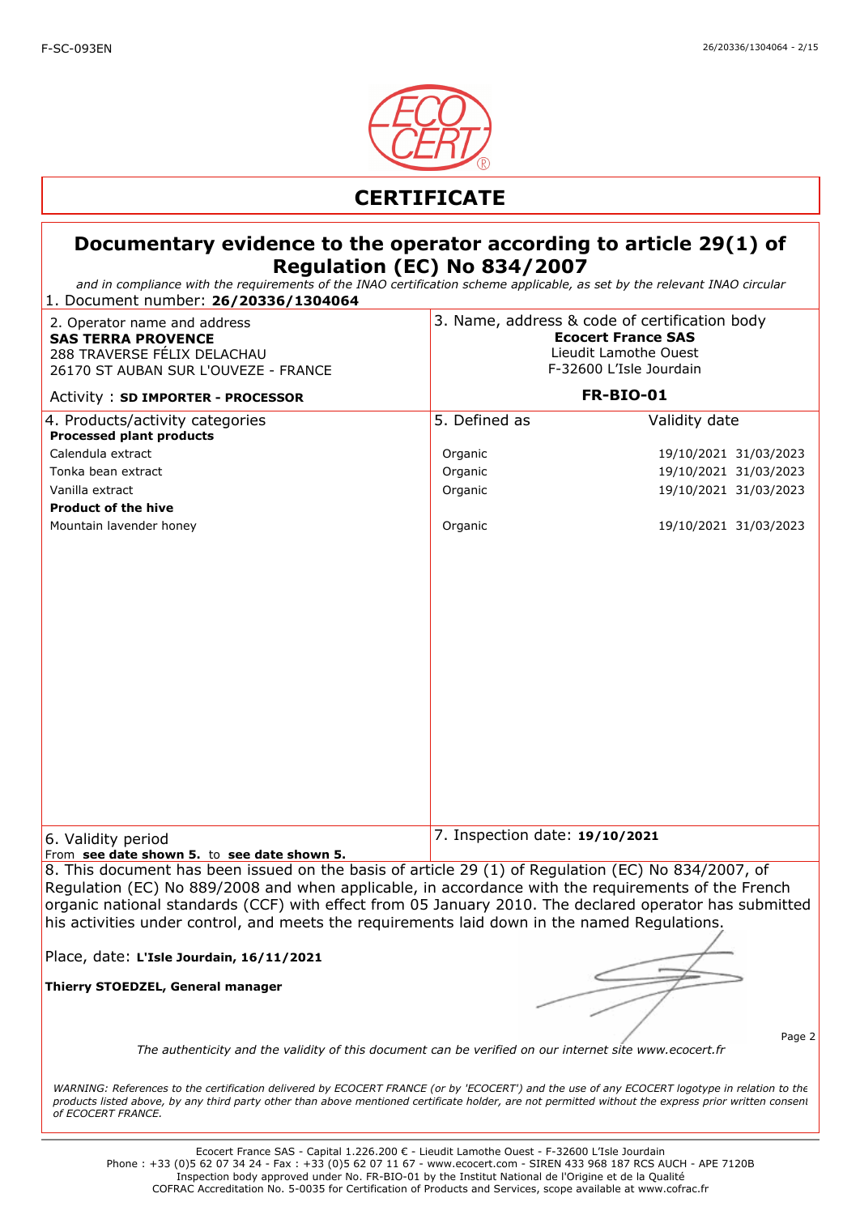# CERTIFICATE

## Documentary evidence to the operator according to article 29(1) of Regulation (EC) No 834/2007

*and in compliance with the requirements of the INAO certification scheme applicable, as set by the relevant INAO circular*

1. Document number: **26/20336/1304064**

| 2. Operator name and address | 3. Name, address & code of certification body |
|---|---|
| **SAS TERRA PROVENCE**<br>288 TRAVERSE FÉLIX DELACHAU<br>26170 ST AUBAN SUR L'OUVEZE - FRANCE | **Ecocert France SAS**<br>Lieudit Lamothe Ouest<br>F-32600 L'Isle Jourdain |
| Activity : **SD IMPORTER - PROCESSOR** | **FR-BIO-01** |

| 4. Products/activity categories | 5. Defined as | Validity date | |
|---|---|---|---|
| **Processed plant products** | | | |
| Calendula extract | Organic | 19/10/2021 | 31/03/2023 |
| Tonka bean extract | Organic | 19/10/2021 | 31/03/2023 |
| Vanilla extract | Organic | 19/10/2021 | 31/03/2023 |
| **Product of the hive** | | | |
| Mountain lavender honey | Organic | 19/10/2021 | 31/03/2023 |

6. Validity period
From **see date shown 5.** to **see date shown 5.**

7. Inspection date: **19/10/2021**

8. This document has been issued on the basis of article 29 (1) of Regulation (EC) No 834/2007, of Regulation (EC) No 889/2008 and when applicable, in accordance with the requirements of the French organic national standards (CCF) with effect from 05 January 2010. The declared operator has submitted his activities under control, and meets the requirements laid down in the named Regulations.

Place, date: **L'Isle Jourdain, 16/11/2021**

**Thierry STOEDZEL, General manager**

*The authenticity and the validity of this document can be verified on our internet site www.ecocert.fr*

*WARNING: References to the certification delivered by ECOCERT FRANCE (or by 'ECOCERT') and the use of any ECOCERT logotype in relation to the products listed above, by any third party other than above mentioned certificate holder, are not permitted without the express prior written consent of ECOCERT FRANCE.*

Ecocert France SAS - Capital 1.226.200 € - Lieudit Lamothe Ouest - F-32600 L'Isle Jourdain
Phone : +33 (0)5 62 07 34 24 - Fax : +33 (0)5 62 07 11 67 - www.ecocert.com - SIREN 433 968 187 RCS AUCH - APE 7120B
Inspection body approved under No. FR-BIO-01 by the Institut National de l'Origine et de la Qualité
COFRAC Accreditation No. 5-0035 for Certification of Products and Services, scope available at www.cofrac.fr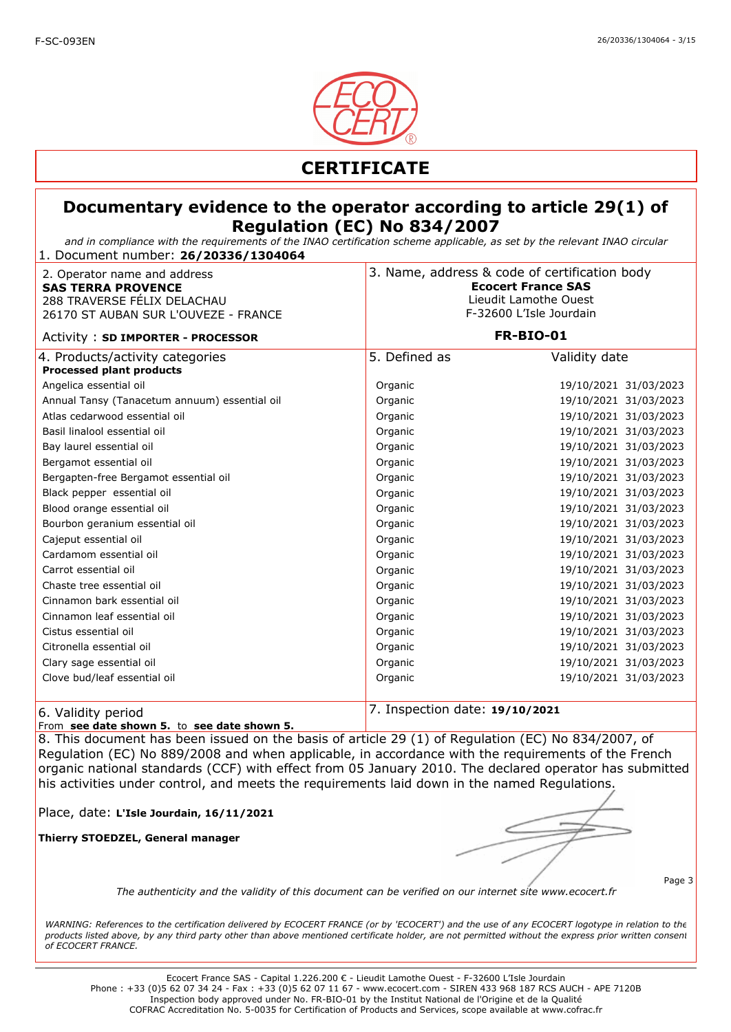# CERTIFICATE

## Documentary evidence to the operator according to article 29(1) of Regulation (EC) No 834/2007

*and in compliance with the requirements of the INAO certification scheme applicable, as set by the relevant INAO circular*

1. Document number: **26/20336/1304064**

| 2. Operator name and address | 3. Name, address & code of certification body |
|---|---|
| **SAS TERRA PROVENCE**<br>288 TRAVERSE FÉLIX DELACHAU<br>26170 ST AUBAN SUR L'OUVEZE - FRANCE | **Ecocert France SAS**<br>Lieudit Lamothe Ouest<br>F-32600 L'Isle Jourdain |
| Activity : **SD IMPORTER - PROCESSOR** | **FR-BIO-01** |

| 4. Products/activity categories | 5. Defined as | Validity date | |
|---|---|---|---|
| **Processed plant products** | | | |
| Angelica essential oil | Organic | 19/10/2021 | 31/03/2023 |
| Annual Tansy (Tanacetum annuum) essential oil | Organic | 19/10/2021 | 31/03/2023 |
| Atlas cedarwood essential oil | Organic | 19/10/2021 | 31/03/2023 |
| Basil linalool essential oil | Organic | 19/10/2021 | 31/03/2023 |
| Bay laurel essential oil | Organic | 19/10/2021 | 31/03/2023 |
| Bergamot essential oil | Organic | 19/10/2021 | 31/03/2023 |
| Bergapten-free Bergamot essential oil | Organic | 19/10/2021 | 31/03/2023 |
| Black pepper essential oil | Organic | 19/10/2021 | 31/03/2023 |
| Blood orange essential oil | Organic | 19/10/2021 | 31/03/2023 |
| Bourbon geranium essential oil | Organic | 19/10/2021 | 31/03/2023 |
| Cajeput essential oil | Organic | 19/10/2021 | 31/03/2023 |
| Cardamom essential oil | Organic | 19/10/2021 | 31/03/2023 |
| Carrot essential oil | Organic | 19/10/2021 | 31/03/2023 |
| Chaste tree essential oil | Organic | 19/10/2021 | 31/03/2023 |
| Cinnamon bark essential oil | Organic | 19/10/2021 | 31/03/2023 |
| Cinnamon leaf essential oil | Organic | 19/10/2021 | 31/03/2023 |
| Cistus essential oil | Organic | 19/10/2021 | 31/03/2023 |
| Citronella essential oil | Organic | 19/10/2021 | 31/03/2023 |
| Clary sage essential oil | Organic | 19/10/2021 | 31/03/2023 |
| Clove bud/leaf essential oil | Organic | 19/10/2021 | 31/03/2023 |

6. Validity period
From **see date shown 5.** to **see date shown 5.**

7. Inspection date: **19/10/2021**

8. This document has been issued on the basis of article 29 (1) of Regulation (EC) No 834/2007, of Regulation (EC) No 889/2008 and when applicable, in accordance with the requirements of the French organic national standards (CCF) with effect from 05 January 2010. The declared operator has submitted his activities under control, and meets the requirements laid down in the named Regulations.

Place, date: **L'Isle Jourdain, 16/11/2021**

**Thierry STOEDZEL, General manager**

*The authenticity and the validity of this document can be verified on our internet site www.ecocert.fr*

*WARNING: References to the certification delivered by ECOCERT FRANCE (or by 'ECOCERT') and the use of any ECOCERT logotype in relation to the products listed above, by any third party other than above mentioned certificate holder, are not permitted without the express prior written consent of ECOCERT FRANCE.*

Ecocert France SAS - Capital 1.226.200 € - Lieudit Lamothe Ouest - F-32600 L'Isle Jourdain
Phone : +33 (0)5 62 07 34 24 - Fax : +33 (0)5 62 07 11 67 - www.ecocert.com - SIREN 433 968 187 RCS AUCH - APE 7120B
Inspection body approved under No. FR-BIO-01 by the Institut National de l'Origine et de la Qualité
COFRAC Accreditation No. 5-0035 for Certification of Products and Services, scope available at www.cofrac.fr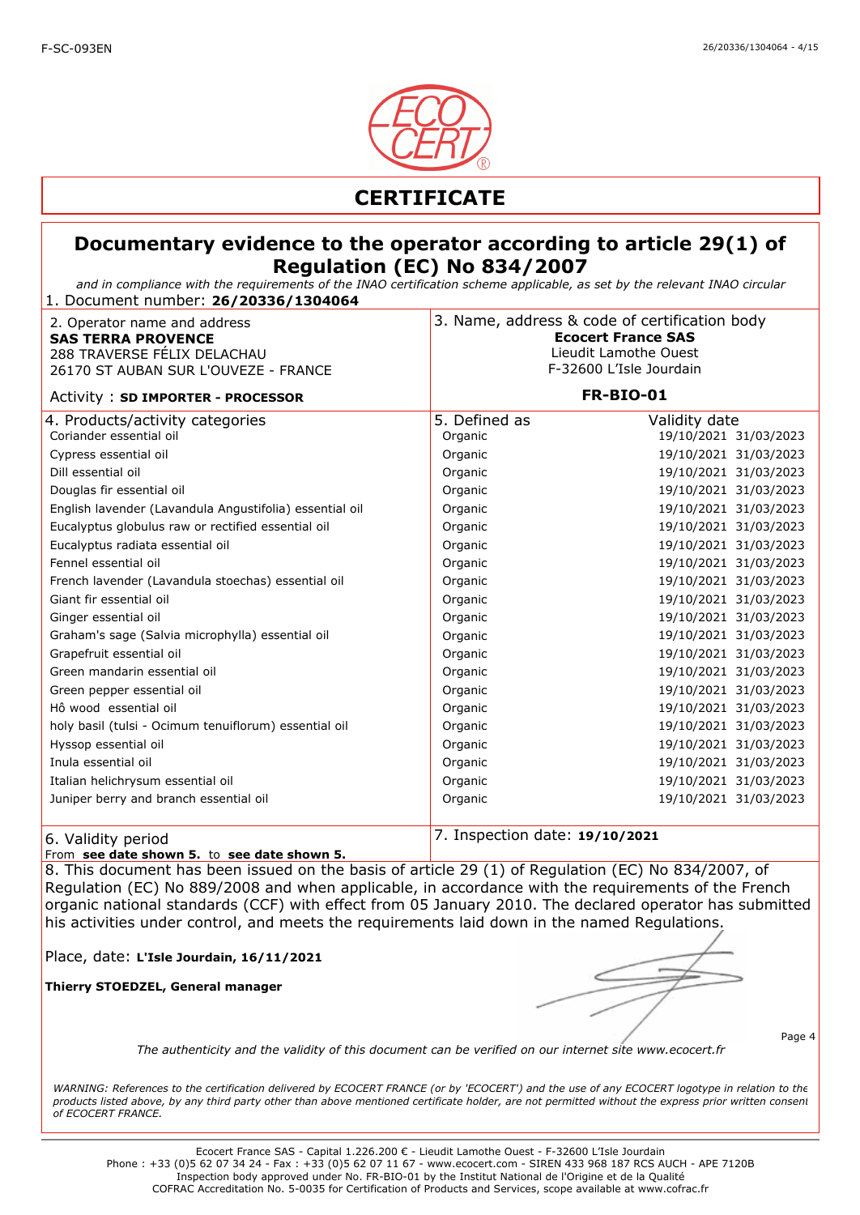F-SC-093EN

# CERTIFICATE

## Documentary evidence to the operator according to article 29(1) of Regulation (EC) No 834/2007

*and in compliance with the requirements of the INAO certification scheme applicable, as set by the relevant INAO circular*

1. Document number: **26/20336/1304064**

| 2. Operator name and address | 3. Name, address & code of certification body |
|---|---|
| **SAS TERRA PROVENCE**<br>288 TRAVERSE FÉLIX DELACHAU<br>26170 ST AUBAN SUR L'OUVEZE - FRANCE | **Ecocert France SAS**<br>Lieudit Lamothe Ouest<br>F-32600 L'Isle Jourdain |
| Activity : **SD IMPORTER - PROCESSOR** | **FR-BIO-01** |

| 4. Products/activity categories | 5. Defined as | Validity date |
|---|---|---|
| Coriander essential oil | Organic | 19/10/2021 31/03/2023 |
| Cypress essential oil | Organic | 19/10/2021 31/03/2023 |
| Dill essential oil | Organic | 19/10/2021 31/03/2023 |
| Douglas fir essential oil | Organic | 19/10/2021 31/03/2023 |
| English lavender (Lavandula Angustifolia) essential oil | Organic | 19/10/2021 31/03/2023 |
| Eucalyptus globulus raw or rectified essential oil | Organic | 19/10/2021 31/03/2023 |
| Eucalyptus radiata essential oil | Organic | 19/10/2021 31/03/2023 |
| Fennel essential oil | Organic | 19/10/2021 31/03/2023 |
| French lavender (Lavandula stoechas) essential oil | Organic | 19/10/2021 31/03/2023 |
| Giant fir essential oil | Organic | 19/10/2021 31/03/2023 |
| Ginger essential oil | Organic | 19/10/2021 31/03/2023 |
| Graham's sage (Salvia microphylla) essential oil | Organic | 19/10/2021 31/03/2023 |
| Grapefruit essential oil | Organic | 19/10/2021 31/03/2023 |
| Green mandarin essential oil | Organic | 19/10/2021 31/03/2023 |
| Green pepper essential oil | Organic | 19/10/2021 31/03/2023 |
| Hô wood essential oil | Organic | 19/10/2021 31/03/2023 |
| holy basil (tulsi - Ocimum tenuiflorum) essential oil | Organic | 19/10/2021 31/03/2023 |
| Hyssop essential oil | Organic | 19/10/2021 31/03/2023 |
| Inula essential oil | Organic | 19/10/2021 31/03/2023 |
| Italian helichrysum essential oil | Organic | 19/10/2021 31/03/2023 |
| Juniper berry and branch essential oil | Organic | 19/10/2021 31/03/2023 |

| 6. Validity period | 7. Inspection date: **19/10/2021** |
|---|---|
| From **see date shown 5.** to **see date shown 5.** | |

8. This document has been issued on the basis of article 29 (1) of Regulation (EC) No 834/2007, of Regulation (EC) No 889/2008 and when applicable, in accordance with the requirements of the French organic national standards (CCF) with effect from 05 January 2010. The declared operator has submitted his activities under control, and meets the requirements laid down in the named Regulations.

Place, date: **L'Isle Jourdain, 16/11/2021**

**Thierry STOEDZEL, General manager**

*The authenticity and the validity of this document can be verified on our internet site www.ecocert.fr*

*WARNING: References to the certification delivered by ECOCERT FRANCE (or by 'ECOCERT') and the use of any ECOCERT logotype in relation to the products listed above, by any third party other than above mentioned certificate holder, are not permitted without the express prior written consent of ECOCERT FRANCE.*

Ecocert France SAS - Capital 1.226.200 € - Lieudit Lamothe Ouest - F-32600 L'Isle Jourdain
Phone : +33 (0)5 62 07 34 24 - Fax : +33 (0)5 62 07 11 67 - www.ecocert.com - SIREN 433 968 187 RCS AUCH - APE 7120B
Inspection body approved under No. FR-BIO-01 by the Institut National de l'Origine et de la Qualité
COFRAC Accreditation No. 5-0035 for Certification of Products and Services, scope available at www.cofrac.fr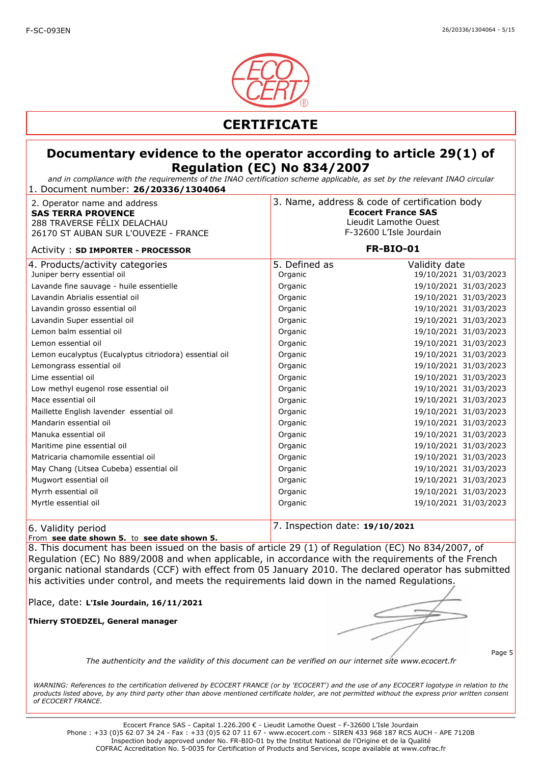F-SC-093EN

# CERTIFICATE

## Documentary evidence to the operator according to article 29(1) of Regulation (EC) No 834/2007

*and in compliance with the requirements of the INAO certification scheme applicable, as set by the relevant INAO circular*

1. Document number: **26/20336/1304064**

| 2. Operator name and address | 3. Name, address & code of certification body |
|---|---|
| **SAS TERRA PROVENCE**<br>288 TRAVERSE FÉLIX DELACHAU<br>26170 ST AUBAN SUR L'OUVEZE - FRANCE | **Ecocert France SAS**<br>Lieudit Lamothe Ouest<br>F-32600 L'Isle Jourdain |
| Activity : **SD IMPORTER - PROCESSOR** | **FR-BIO-01** |

| 4. Products/activity categories | 5. Defined as | Validity date | |
|---|---|---|---|
| Juniper berry essential oil | Organic | 19/10/2021 | 31/03/2023 |
| Lavande fine sauvage - huile essentielle | Organic | 19/10/2021 | 31/03/2023 |
| Lavandin Abrialis essential oil | Organic | 19/10/2021 | 31/03/2023 |
| Lavandin grosso essential oil | Organic | 19/10/2021 | 31/03/2023 |
| Lavandin Super essential oil | Organic | 19/10/2021 | 31/03/2023 |
| Lemon balm essential oil | Organic | 19/10/2021 | 31/03/2023 |
| Lemon essential oil | Organic | 19/10/2021 | 31/03/2023 |
| Lemon eucalyptus (Eucalyptus citriodora) essential oil | Organic | 19/10/2021 | 31/03/2023 |
| Lemongrass essential oil | Organic | 19/10/2021 | 31/03/2023 |
| Lime essential oil | Organic | 19/10/2021 | 31/03/2023 |
| Low methyl eugenol rose essential oil | Organic | 19/10/2021 | 31/03/2023 |
| Mace essential oil | Organic | 19/10/2021 | 31/03/2023 |
| Maillette English lavender essential oil | Organic | 19/10/2021 | 31/03/2023 |
| Mandarin essential oil | Organic | 19/10/2021 | 31/03/2023 |
| Manuka essential oil | Organic | 19/10/2021 | 31/03/2023 |
| Maritime pine essential oil | Organic | 19/10/2021 | 31/03/2023 |
| Matricaria chamomile essential oil | Organic | 19/10/2021 | 31/03/2023 |
| May Chang (Litsea Cubeba) essential oil | Organic | 19/10/2021 | 31/03/2023 |
| Mugwort essential oil | Organic | 19/10/2021 | 31/03/2023 |
| Myrrh essential oil | Organic | 19/10/2021 | 31/03/2023 |
| Myrtle essential oil | Organic | 19/10/2021 | 31/03/2023 |

| 6. Validity period | 7. Inspection date: **19/10/2021** |
|---|---|
| From **see date shown 5.** to **see date shown 5.** | |

8. This document has been issued on the basis of article 29 (1) of Regulation (EC) No 834/2007, of Regulation (EC) No 889/2008 and when applicable, in accordance with the requirements of the French organic national standards (CCF) with effect from 05 January 2010. The declared operator has submitted his activities under control, and meets the requirements laid down in the named Regulations.

Place, date: **L'Isle Jourdain, 16/11/2021**

**Thierry STOEDZEL, General manager**

*The authenticity and the validity of this document can be verified on our internet site www.ecocert.fr*

*WARNING: References to the certification delivered by ECOCERT FRANCE (or by 'ECOCERT') and the use of any ECOCERT logotype in relation to the products listed above, by any third party other than above mentioned certificate holder, are not permitted without the express prior written consent of ECOCERT FRANCE.*

Ecocert France SAS - Capital 1.226.200 € - Lieudit Lamothe Ouest - F-32600 L'Isle Jourdain
Phone : +33 (0)5 62 07 34 24 - Fax : +33 (0)5 62 07 11 67 - www.ecocert.com - SIREN 433 968 187 RCS AUCH - APE 7120B
Inspection body approved under No. FR-BIO-01 by the Institut National de l'Origine et de la Qualité
COFRAC Accreditation No. 5-0035 for Certification of Products and Services, scope available at www.cofrac.fr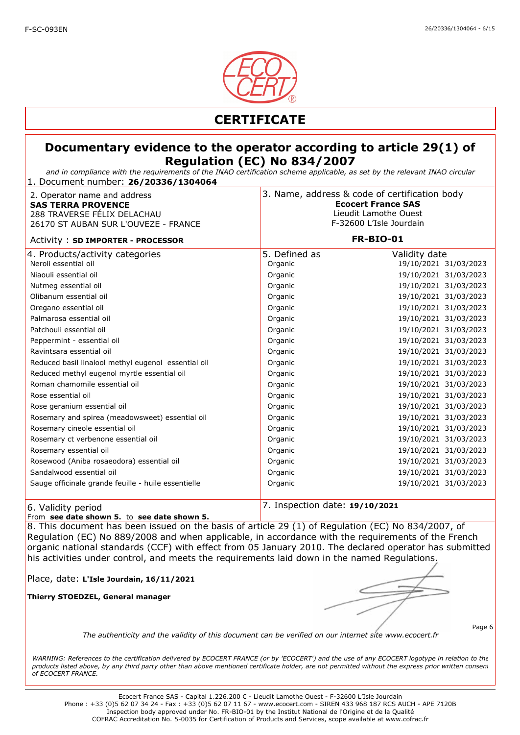# CERTIFICATE

## Documentary evidence to the operator according to article 29(1) of Regulation (EC) No 834/2007

*and in compliance with the requirements of the INAO certification scheme applicable, as set by the relevant INAO circular*

1. Document number: **26/20336/1304064**

| 2. Operator name and address | 3. Name, address & code of certification body |
|---|---|
| **SAS TERRA PROVENCE**<br>288 TRAVERSE FÉLIX DELACHAU<br>26170 ST AUBAN SUR L'OUVEZE - FRANCE | **Ecocert France SAS**<br>Lieudit Lamothe Ouest<br>F-32600 L'Isle Jourdain |
| Activity : **SD IMPORTER - PROCESSOR** | **FR-BIO-01** |

| 4. Products/activity categories | 5. Defined as | Validity date | |
|---|---|---|---|
| Neroli essential oil | Organic | 19/10/2021 | 31/03/2023 |
| Niaouli essential oil | Organic | 19/10/2021 | 31/03/2023 |
| Nutmeg essential oil | Organic | 19/10/2021 | 31/03/2023 |
| Olibanum essential oil | Organic | 19/10/2021 | 31/03/2023 |
| Oregano essential oil | Organic | 19/10/2021 | 31/03/2023 |
| Palmarosa essential oil | Organic | 19/10/2021 | 31/03/2023 |
| Patchouli essential oil | Organic | 19/10/2021 | 31/03/2023 |
| Peppermint - essential oil | Organic | 19/10/2021 | 31/03/2023 |
| Ravintsara essential oil | Organic | 19/10/2021 | 31/03/2023 |
| Reduced basil linalool methyl eugenol essential oil | Organic | 19/10/2021 | 31/03/2023 |
| Reduced methyl eugenol myrtle essential oil | Organic | 19/10/2021 | 31/03/2023 |
| Roman chamomile essential oil | Organic | 19/10/2021 | 31/03/2023 |
| Rose essential oil | Organic | 19/10/2021 | 31/03/2023 |
| Rose geranium essential oil | Organic | 19/10/2021 | 31/03/2023 |
| Rosemary and spirea (meadowsweet) essential oil | Organic | 19/10/2021 | 31/03/2023 |
| Rosemary cineole essential oil | Organic | 19/10/2021 | 31/03/2023 |
| Rosemary ct verbenone essential oil | Organic | 19/10/2021 | 31/03/2023 |
| Rosemary essential oil | Organic | 19/10/2021 | 31/03/2023 |
| Rosewood (Aniba rosaeodora) essential oil | Organic | 19/10/2021 | 31/03/2023 |
| Sandalwood essential oil | Organic | 19/10/2021 | 31/03/2023 |
| Sauge officinale grande feuille - huile essentielle | Organic | 19/10/2021 | 31/03/2023 |

| 6. Validity period | 7. Inspection date: **19/10/2021** |
|---|---|
| From **see date shown 5.** to **see date shown 5.** | |

8. This document has been issued on the basis of article 29 (1) of Regulation (EC) No 834/2007, of Regulation (EC) No 889/2008 and when applicable, in accordance with the requirements of the French organic national standards (CCF) with effect from 05 January 2010. The declared operator has submitted his activities under control, and meets the requirements laid down in the named Regulations.

Place, date: **L'Isle Jourdain, 16/11/2021**

**Thierry STOEDZEL, General manager**

*The authenticity and the validity of this document can be verified on our internet site www.ecocert.fr*

*WARNING: References to the certification delivered by ECOCERT FRANCE (or by 'ECOCERT') and the use of any ECOCERT logotype in relation to the products listed above, by any third party other than above mentioned certificate holder, are not permitted without the express prior written consent of ECOCERT FRANCE.*

Ecocert France SAS - Capital 1.226.200 € - Lieudit Lamothe Ouest - F-32600 L'Isle Jourdain
Phone : +33 (0)5 62 07 34 24 - Fax : +33 (0)5 62 07 11 67 - www.ecocert.com - SIREN 433 968 187 RCS AUCH - APE 7120B
Inspection body approved under No. FR-BIO-01 by the Institut National de l'Origine et de la Qualité
COFRAC Accreditation No. 5-0035 for Certification of Products and Services, scope available at www.cofrac.fr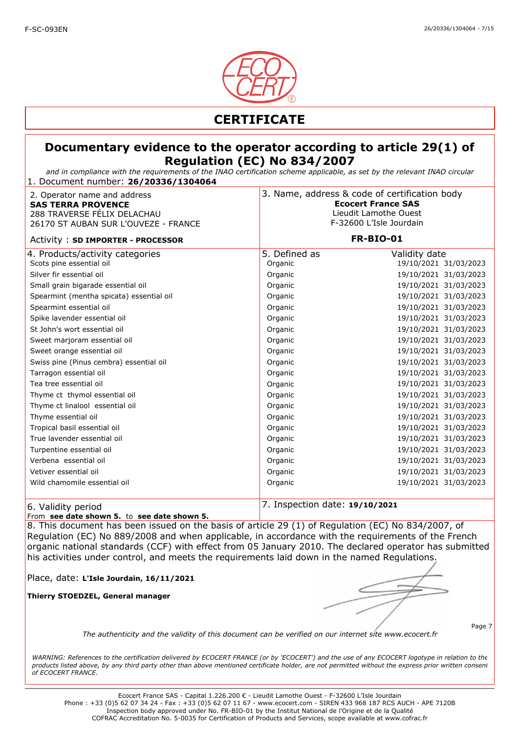# CERTIFICATE

## Documentary evidence to the operator according to article 29(1) of Regulation (EC) No 834/2007

*and in compliance with the requirements of the INAO certification scheme applicable, as set by the relevant INAO circular*

1. Document number: **26/20336/1304064**

| 2. Operator name and address | 3. Name, address & code of certification body |
|---|---|
| **SAS TERRA PROVENCE**<br>288 TRAVERSE FÉLIX DELACHAU<br>26170 ST AUBAN SUR L'OUVEZE - FRANCE | **Ecocert France SAS**<br>Lieudit Lamothe Ouest<br>F-32600 L'Isle Jourdain |
| Activity : **SD IMPORTER - PROCESSOR** | **FR-BIO-01** |

| 4. Products/activity categories | 5. Defined as | Validity date |
|---|---|---|
| Scots pine essential oil | Organic | 19/10/2021 31/03/2023 |
| Silver fir essential oil | Organic | 19/10/2021 31/03/2023 |
| Small grain bigarade essential oil | Organic | 19/10/2021 31/03/2023 |
| Spearmint (mentha spicata) essential oil | Organic | 19/10/2021 31/03/2023 |
| Spearmint essential oil | Organic | 19/10/2021 31/03/2023 |
| Spike lavender essential oil | Organic | 19/10/2021 31/03/2023 |
| St John's wort essential oil | Organic | 19/10/2021 31/03/2023 |
| Sweet marjoram essential oil | Organic | 19/10/2021 31/03/2023 |
| Sweet orange essential oil | Organic | 19/10/2021 31/03/2023 |
| Swiss pine (Pinus cembra) essential oil | Organic | 19/10/2021 31/03/2023 |
| Tarragon essential oil | Organic | 19/10/2021 31/03/2023 |
| Tea tree essential oil | Organic | 19/10/2021 31/03/2023 |
| Thyme ct thymol essential oil | Organic | 19/10/2021 31/03/2023 |
| Thyme ct linalool essential oil | Organic | 19/10/2021 31/03/2023 |
| Thyme essential oil | Organic | 19/10/2021 31/03/2023 |
| Tropical basil essential oil | Organic | 19/10/2021 31/03/2023 |
| True lavender essential oil | Organic | 19/10/2021 31/03/2023 |
| Turpentine essential oil | Organic | 19/10/2021 31/03/2023 |
| Verbena essential oil | Organic | 19/10/2021 31/03/2023 |
| Vetiver essential oil | Organic | 19/10/2021 31/03/2023 |
| Wild chamomile essential oil | Organic | 19/10/2021 31/03/2023 |

| 6. Validity period | 7. Inspection date: **19/10/2021** |
|---|---|
| From **see date shown 5.** to **see date shown 5.** | |

8. This document has been issued on the basis of article 29 (1) of Regulation (EC) No 834/2007, of Regulation (EC) No 889/2008 and when applicable, in accordance with the requirements of the French organic national standards (CCF) with effect from 05 January 2010. The declared operator has submitted his activities under control, and meets the requirements laid down in the named Regulations.

Place, date: **L'Isle Jourdain, 16/11/2021**

**Thierry STOEDZEL, General manager**

*The authenticity and the validity of this document can be verified on our internet site www.ecocert.fr*

*WARNING: References to the certification delivered by ECOCERT FRANCE (or by 'ECOCERT') and the use of any ECOCERT logotype in relation to the products listed above, by any third party other than above mentioned certificate holder, are not permitted without the express prior written consent of ECOCERT FRANCE.*

Ecocert France SAS - Capital 1.226.200 € - Lieudit Lamothe Ouest - F-32600 L'Isle Jourdain
Phone : +33 (0)5 62 07 34 24 - Fax : +33 (0)5 62 07 11 67 - www.ecocert.com - SIREN 433 968 187 RCS AUCH - APE 7120B
Inspection body approved under No. FR-BIO-01 by the Institut National de l'Origine et de la Qualité
COFRAC Accreditation No. 5-0035 for Certification of Products and Services, scope available at www.cofrac.fr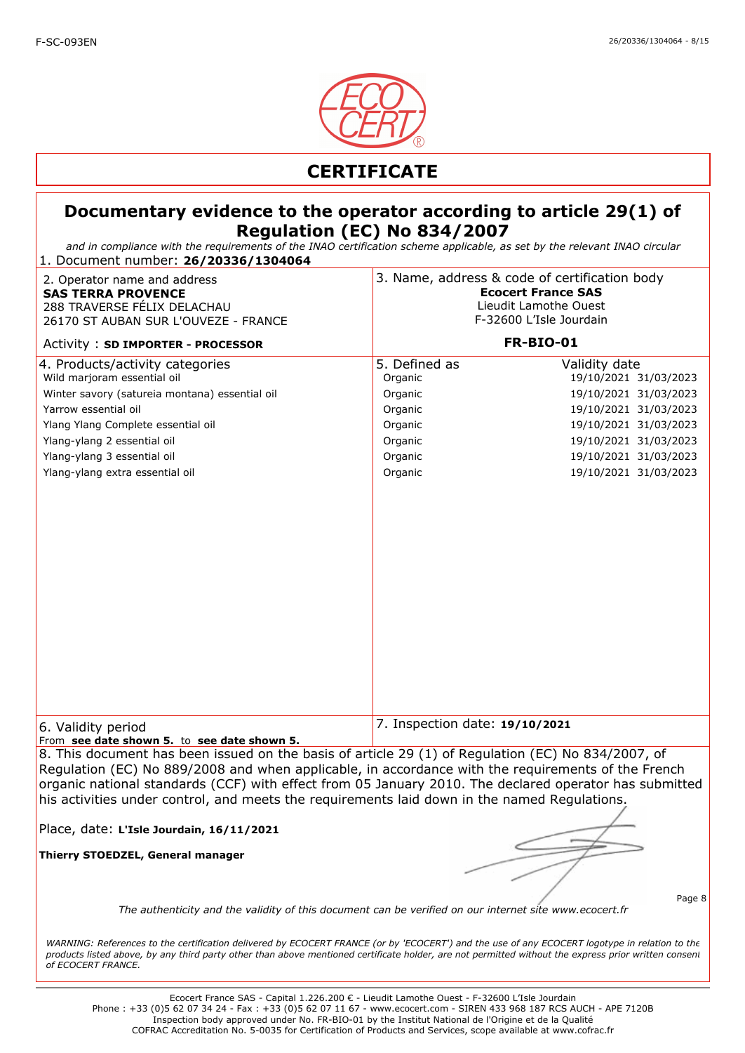F-SC-093EN

# CERTIFICATE

## Documentary evidence to the operator according to article 29(1) of Regulation (EC) No 834/2007

*and in compliance with the requirements of the INAO certification scheme applicable, as set by the relevant INAO circular*

1. Document number: **26/20336/1304064**

| 2. Operator name and address | 3. Name, address & code of certification body |
|---|---|
| **SAS TERRA PROVENCE**<br>288 TRAVERSE FÉLIX DELACHAU<br>26170 ST AUBAN SUR L'OUVEZE - FRANCE | **Ecocert France SAS**<br>Lieudit Lamothe Ouest<br>F-32600 L'Isle Jourdain |
| Activity : **SD IMPORTER - PROCESSOR** | **FR-BIO-01** |

| 4. Products/activity categories | 5. Defined as | Validity date | |
|---|---|---|---|
| Wild marjoram essential oil | Organic | 19/10/2021 | 31/03/2023 |
| Winter savory (satureia montana) essential oil | Organic | 19/10/2021 | 31/03/2023 |
| Yarrow essential oil | Organic | 19/10/2021 | 31/03/2023 |
| Ylang Ylang Complete essential oil | Organic | 19/10/2021 | 31/03/2023 |
| Ylang-ylang 2 essential oil | Organic | 19/10/2021 | 31/03/2023 |
| Ylang-ylang 3 essential oil | Organic | 19/10/2021 | 31/03/2023 |
| Ylang-ylang extra essential oil | Organic | 19/10/2021 | 31/03/2023 |

6. Validity period
From **see date shown 5.** to **see date shown 5.**

7. Inspection date: **19/10/2021**

8. This document has been issued on the basis of article 29 (1) of Regulation (EC) No 834/2007, of Regulation (EC) No 889/2008 and when applicable, in accordance with the requirements of the French organic national standards (CCF) with effect from 05 January 2010. The declared operator has submitted his activities under control, and meets the requirements laid down in the named Regulations.

Place, date: **L'Isle Jourdain, 16/11/2021**

**Thierry STOEDZEL, General manager**

*The authenticity and the validity of this document can be verified on our internet site www.ecocert.fr*

*WARNING: References to the certification delivered by ECOCERT FRANCE (or by 'ECOCERT') and the use of any ECOCERT logotype in relation to the products listed above, by any third party other than above mentioned certificate holder, are not permitted without the express prior written consent of ECOCERT FRANCE.*

Ecocert France SAS - Capital 1.226.200 € - Lieudit Lamothe Ouest - F-32600 L'Isle Jourdain
Phone : +33 (0)5 62 07 34 24 - Fax : +33 (0)5 62 07 11 67 - www.ecocert.com - SIREN 433 968 187 RCS AUCH - APE 7120B
Inspection body approved under No. FR-BIO-01 by the Institut National de l'Origine et de la Qualité
COFRAC Accreditation No. 5-0035 for Certification of Products and Services, scope available at www.cofrac.fr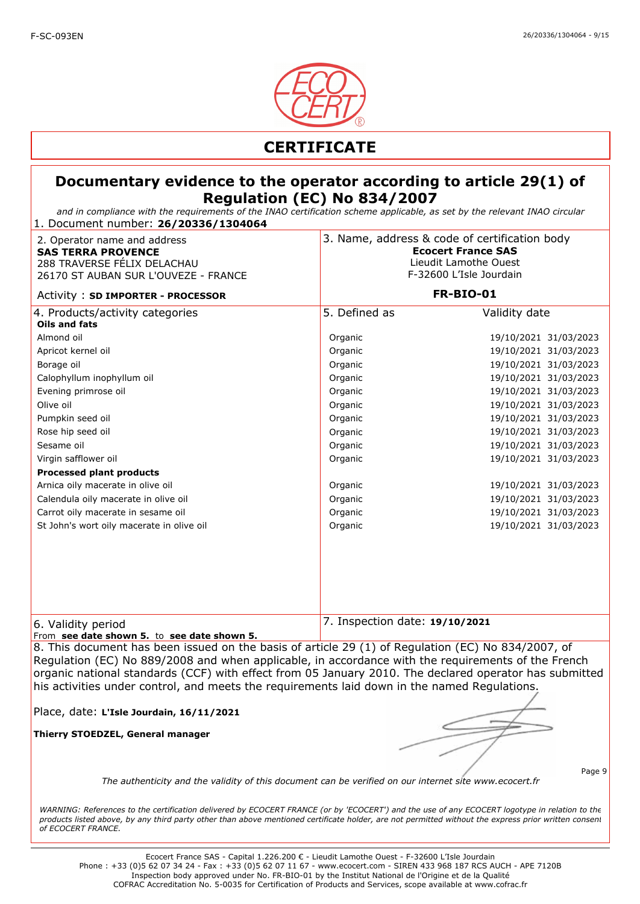# CERTIFICATE

## Documentary evidence to the operator according to article 29(1) of Regulation (EC) No 834/2007

*and in compliance with the requirements of the INAO certification scheme applicable, as set by the relevant INAO circular*

1. Document number: **26/20336/1304064**

| 2. Operator name and address | 3. Name, address & code of certification body |
|---|---|
| **SAS TERRA PROVENCE**<br>288 TRAVERSE FÉLIX DELACHAU<br>26170 ST AUBAN SUR L'OUVEZE - FRANCE | **Ecocert France SAS**<br>Lieudit Lamothe Ouest<br>F-32600 L'Isle Jourdain |
| Activity : **SD IMPORTER - PROCESSOR** | **FR-BIO-01** |

| 4. Products/activity categories | 5. Defined as | Validity date | |
|---|---|---|---|
| **Oils and fats** | | | |
| Almond oil | Organic | 19/10/2021 | 31/03/2023 |
| Apricot kernel oil | Organic | 19/10/2021 | 31/03/2023 |
| Borage oil | Organic | 19/10/2021 | 31/03/2023 |
| Calophyllum inophyllum oil | Organic | 19/10/2021 | 31/03/2023 |
| Evening primrose oil | Organic | 19/10/2021 | 31/03/2023 |
| Olive oil | Organic | 19/10/2021 | 31/03/2023 |
| Pumpkin seed oil | Organic | 19/10/2021 | 31/03/2023 |
| Rose hip seed oil | Organic | 19/10/2021 | 31/03/2023 |
| Sesame oil | Organic | 19/10/2021 | 31/03/2023 |
| Virgin safflower oil | Organic | 19/10/2021 | 31/03/2023 |
| **Processed plant products** | | | |
| Arnica oily macerate in olive oil | Organic | 19/10/2021 | 31/03/2023 |
| Calendula oily macerate in olive oil | Organic | 19/10/2021 | 31/03/2023 |
| Carrot oily macerate in sesame oil | Organic | 19/10/2021 | 31/03/2023 |
| St John's wort oily macerate in olive oil | Organic | 19/10/2021 | 31/03/2023 |

| 6. Validity period | 7. Inspection date: **19/10/2021** |
|---|---|
| From **see date shown 5.** to **see date shown 5.** | |

8. This document has been issued on the basis of article 29 (1) of Regulation (EC) No 834/2007, of Regulation (EC) No 889/2008 and when applicable, in accordance with the requirements of the French organic national standards (CCF) with effect from 05 January 2010. The declared operator has submitted his activities under control, and meets the requirements laid down in the named Regulations.

Place, date: **L'Isle Jourdain, 16/11/2021**

**Thierry STOEDZEL, General manager**

*The authenticity and the validity of this document can be verified on our internet site www.ecocert.fr*

*WARNING: References to the certification delivered by ECOCERT FRANCE (or by 'ECOCERT') and the use of any ECOCERT logotype in relation to the products listed above, by any third party other than above mentioned certificate holder, are not permitted without the express prior written consent of ECOCERT FRANCE.*

Ecocert France SAS - Capital 1.226.200 € - Lieudit Lamothe Ouest - F-32600 L'Isle Jourdain
Phone : +33 (0)5 62 07 34 24 - Fax : +33 (0)5 62 07 11 67 - www.ecocert.com - SIREN 433 968 187 RCS AUCH - APE 7120B
Inspection body approved under No. FR-BIO-01 by the Institut National de l'Origine et de la Qualité
COFRAC Accreditation No. 5-0035 for Certification of Products and Services, scope available at www.cofrac.fr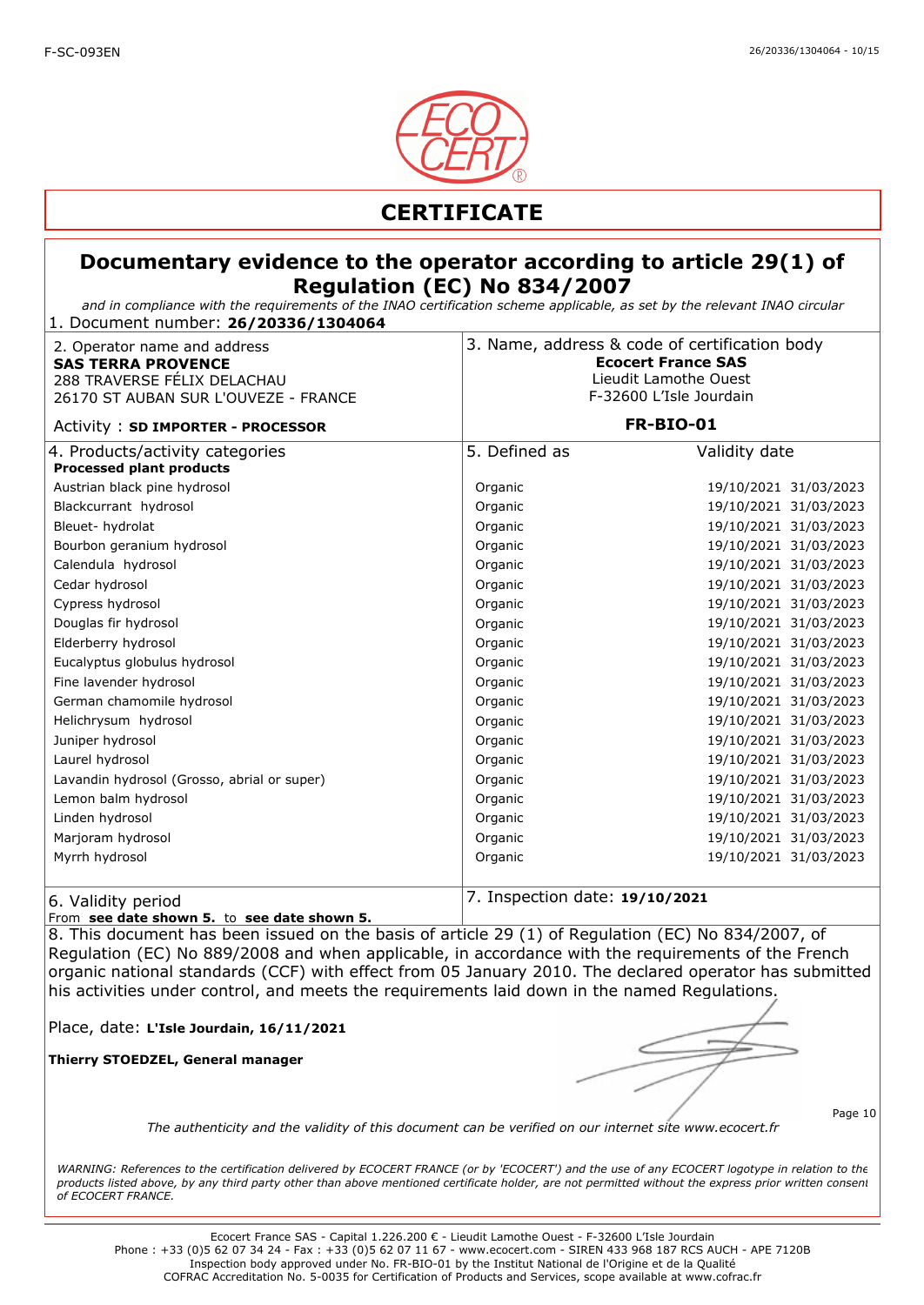F-SC-093EN

# CERTIFICATE

## Documentary evidence to the operator according to article 29(1) of Regulation (EC) No 834/2007

*and in compliance with the requirements of the INAO certification scheme applicable, as set by the relevant INAO circular*

1. Document number: **26/20336/1304064**

| 2. Operator name and address | 3. Name, address & code of certification body |
|---|---|
| **SAS TERRA PROVENCE**<br>288 TRAVERSE FÉLIX DELACHAU<br>26170 ST AUBAN SUR L'OUVEZE - FRANCE | **Ecocert France SAS**<br>Lieudit Lamothe Ouest<br>F-32600 L'Isle Jourdain |
| Activity : **SD IMPORTER - PROCESSOR** | **FR-BIO-01** |

| 4. Products/activity categories | 5. Defined as | Validity date | |
|---|---|---|---|
| **Processed plant products** | | | |
| Austrian black pine hydrosol | Organic | 19/10/2021 | 31/03/2023 |
| Blackcurrant hydrosol | Organic | 19/10/2021 | 31/03/2023 |
| Bleuet- hydrolat | Organic | 19/10/2021 | 31/03/2023 |
| Bourbon geranium hydrosol | Organic | 19/10/2021 | 31/03/2023 |
| Calendula hydrosol | Organic | 19/10/2021 | 31/03/2023 |
| Cedar hydrosol | Organic | 19/10/2021 | 31/03/2023 |
| Cypress hydrosol | Organic | 19/10/2021 | 31/03/2023 |
| Douglas fir hydrosol | Organic | 19/10/2021 | 31/03/2023 |
| Elderberry hydrosol | Organic | 19/10/2021 | 31/03/2023 |
| Eucalyptus globulus hydrosol | Organic | 19/10/2021 | 31/03/2023 |
| Fine lavender hydrosol | Organic | 19/10/2021 | 31/03/2023 |
| German chamomile hydrosol | Organic | 19/10/2021 | 31/03/2023 |
| Helichrysum hydrosol | Organic | 19/10/2021 | 31/03/2023 |
| Juniper hydrosol | Organic | 19/10/2021 | 31/03/2023 |
| Laurel hydrosol | Organic | 19/10/2021 | 31/03/2023 |
| Lavandin hydrosol (Grosso, abrial or super) | Organic | 19/10/2021 | 31/03/2023 |
| Lemon balm hydrosol | Organic | 19/10/2021 | 31/03/2023 |
| Linden hydrosol | Organic | 19/10/2021 | 31/03/2023 |
| Marjoram hydrosol | Organic | 19/10/2021 | 31/03/2023 |
| Myrrh hydrosol | Organic | 19/10/2021 | 31/03/2023 |

| 6. Validity period | 7. Inspection date: **19/10/2021** |
|---|---|
| From **see date shown 5.** to **see date shown 5.** | |

8. This document has been issued on the basis of article 29 (1) of Regulation (EC) No 834/2007, of Regulation (EC) No 889/2008 and when applicable, in accordance with the requirements of the French organic national standards (CCF) with effect from 05 January 2010. The declared operator has submitted his activities under control, and meets the requirements laid down in the named Regulations.

Place, date: **L'Isle Jourdain, 16/11/2021**

**Thierry STOEDZEL, General manager**

*The authenticity and the validity of this document can be verified on our internet site www.ecocert.fr*

*WARNING: References to the certification delivered by ECOCERT FRANCE (or by 'ECOCERT') and the use of any ECOCERT logotype in relation to the products listed above, by any third party other than above mentioned certificate holder, are not permitted without the express prior written consent of ECOCERT FRANCE.*

Ecocert France SAS - Capital 1.226.200 € - Lieudit Lamothe Ouest - F-32600 L'Isle Jourdain
Phone : +33 (0)5 62 07 34 24 - Fax : +33 (0)5 62 07 11 67 - www.ecocert.com - SIREN 433 968 187 RCS AUCH - APE 7120B
Inspection body approved under No. FR-BIO-01 by the Institut National de l'Origine et de la Qualité
COFRAC Accreditation No. 5-0035 for Certification of Products and Services, scope available at www.cofrac.fr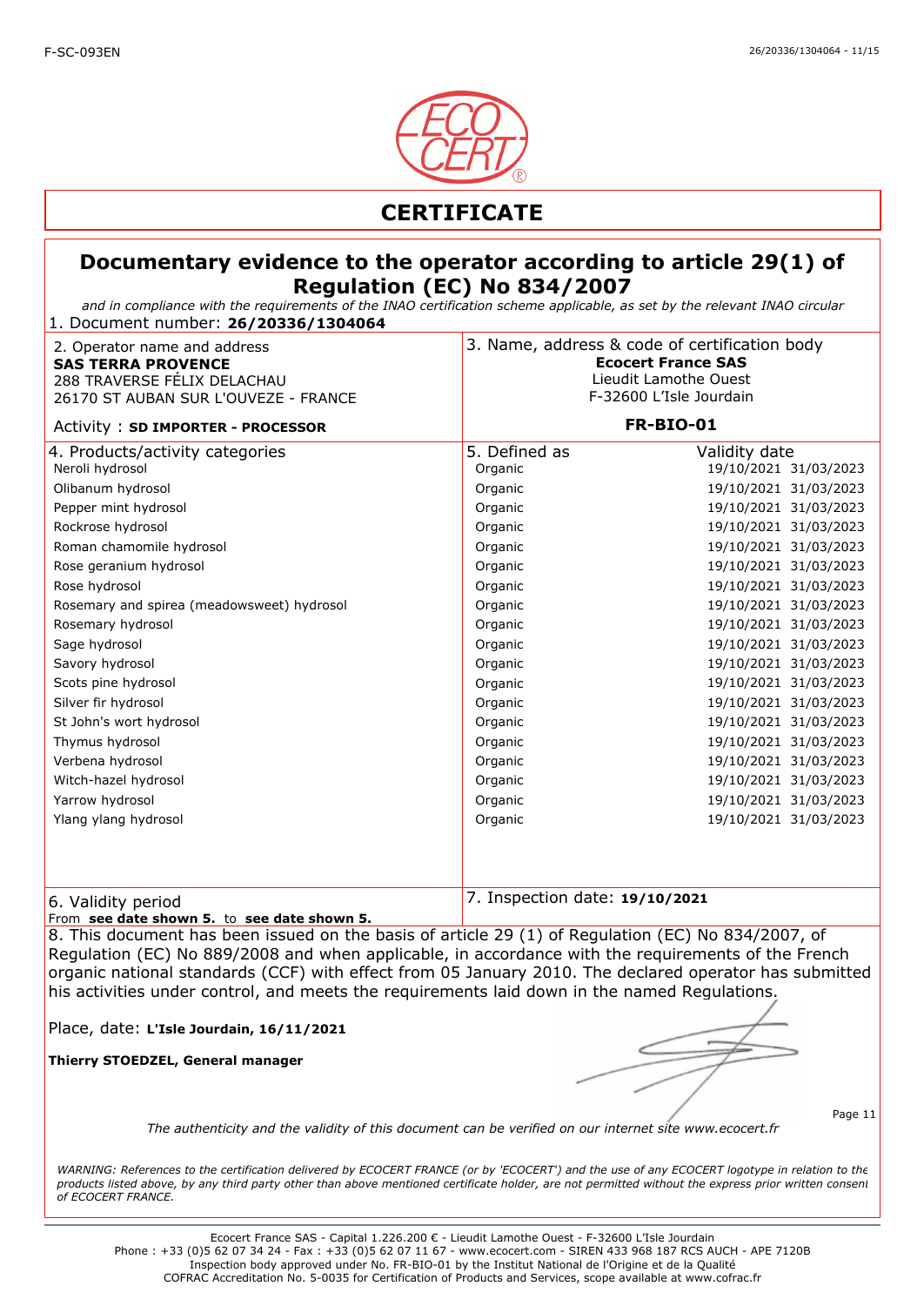# CERTIFICATE

## Documentary evidence to the operator according to article 29(1) of Regulation (EC) No 834/2007

*and in compliance with the requirements of the INAO certification scheme applicable, as set by the relevant INAO circular*

1. Document number: **26/20336/1304064**

| 2. Operator name and address | 3. Name, address & code of certification body |
|---|---|
| **SAS TERRA PROVENCE**<br>288 TRAVERSE FÉLIX DELACHAU<br>26170 ST AUBAN SUR L'OUVEZE - FRANCE | **Ecocert France SAS**<br>Lieudit Lamothe Ouest<br>F-32600 L'Isle Jourdain |
| Activity : **SD IMPORTER - PROCESSOR** | **FR-BIO-01** |

| 4. Products/activity categories | 5. Defined as | Validity date | |
|---|---|---|---|
| Neroli hydrosol | Organic | 19/10/2021 | 31/03/2023 |
| Olibanum hydrosol | Organic | 19/10/2021 | 31/03/2023 |
| Pepper mint hydrosol | Organic | 19/10/2021 | 31/03/2023 |
| Rockrose hydrosol | Organic | 19/10/2021 | 31/03/2023 |
| Roman chamomile hydrosol | Organic | 19/10/2021 | 31/03/2023 |
| Rose geranium hydrosol | Organic | 19/10/2021 | 31/03/2023 |
| Rose hydrosol | Organic | 19/10/2021 | 31/03/2023 |
| Rosemary and spirea (meadowsweet) hydrosol | Organic | 19/10/2021 | 31/03/2023 |
| Rosemary hydrosol | Organic | 19/10/2021 | 31/03/2023 |
| Sage hydrosol | Organic | 19/10/2021 | 31/03/2023 |
| Savory hydrosol | Organic | 19/10/2021 | 31/03/2023 |
| Scots pine hydrosol | Organic | 19/10/2021 | 31/03/2023 |
| Silver fir hydrosol | Organic | 19/10/2021 | 31/03/2023 |
| St John's wort hydrosol | Organic | 19/10/2021 | 31/03/2023 |
| Thymus hydrosol | Organic | 19/10/2021 | 31/03/2023 |
| Verbena hydrosol | Organic | 19/10/2021 | 31/03/2023 |
| Witch-hazel hydrosol | Organic | 19/10/2021 | 31/03/2023 |
| Yarrow hydrosol | Organic | 19/10/2021 | 31/03/2023 |
| Ylang ylang hydrosol | Organic | 19/10/2021 | 31/03/2023 |

| 6. Validity period | 7. Inspection date: **19/10/2021** |
|---|---|
| From **see date shown 5.** to **see date shown 5.** | |

8. This document has been issued on the basis of article 29 (1) of Regulation (EC) No 834/2007, of Regulation (EC) No 889/2008 and when applicable, in accordance with the requirements of the French organic national standards (CCF) with effect from 05 January 2010. The declared operator has submitted his activities under control, and meets the requirements laid down in the named Regulations.

Place, date: **L'Isle Jourdain, 16/11/2021**

**Thierry STOEDZEL, General manager**

*The authenticity and the validity of this document can be verified on our internet site www.ecocert.fr*

*WARNING: References to the certification delivered by ECOCERT FRANCE (or by 'ECOCERT') and the use of any ECOCERT logotype in relation to the products listed above, by any third party other than above mentioned certificate holder, are not permitted without the express prior written consent of ECOCERT FRANCE.*

Ecocert France SAS - Capital 1.226.200 € - Lieudit Lamothe Ouest - F-32600 L'Isle Jourdain
Phone : +33 (0)5 62 07 34 24 - Fax : +33 (0)5 62 07 11 67 - www.ecocert.com - SIREN 433 968 187 RCS AUCH - APE 7120B
Inspection body approved under No. FR-BIO-01 by the Institut National de l'Origine et de la Qualité
COFRAC Accreditation No. 5-0035 for Certification of Products and Services, scope available at www.cofrac.fr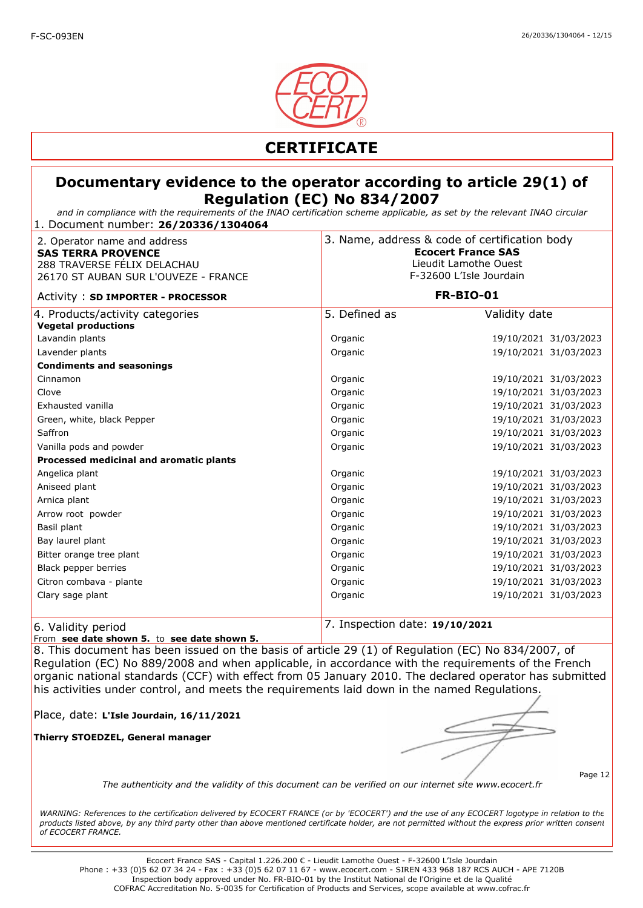# CERTIFICATE

## Documentary evidence to the operator according to article 29(1) of Regulation (EC) No 834/2007

*and in compliance with the requirements of the INAO certification scheme applicable, as set by the relevant INAO circular*

1. Document number: **26/20336/1304064**

| 2. Operator name and address | 3. Name, address & code of certification body |
|---|---|
| **SAS TERRA PROVENCE**<br>288 TRAVERSE FÉLIX DELACHAU<br>26170 ST AUBAN SUR L'OUVEZE - FRANCE | **Ecocert France SAS**<br>Lieudit Lamothe Ouest<br>F-32600 L'Isle Jourdain |
| Activity : **SD IMPORTER - PROCESSOR** | **FR-BIO-01** |

| 4. Products/activity categories | 5. Defined as | Validity date | |
|---|---|---|---|
| **Vegetal productions** | | | |
| Lavandin plants | Organic | 19/10/2021 | 31/03/2023 |
| Lavender plants | Organic | 19/10/2021 | 31/03/2023 |
| **Condiments and seasonings** | | | |
| Cinnamon | Organic | 19/10/2021 | 31/03/2023 |
| Clove | Organic | 19/10/2021 | 31/03/2023 |
| Exhausted vanilla | Organic | 19/10/2021 | 31/03/2023 |
| Green, white, black Pepper | Organic | 19/10/2021 | 31/03/2023 |
| Saffron | Organic | 19/10/2021 | 31/03/2023 |
| Vanilla pods and powder | Organic | 19/10/2021 | 31/03/2023 |
| **Processed medicinal and aromatic plants** | | | |
| Angelica plant | Organic | 19/10/2021 | 31/03/2023 |
| Aniseed plant | Organic | 19/10/2021 | 31/03/2023 |
| Arnica plant | Organic | 19/10/2021 | 31/03/2023 |
| Arrow root powder | Organic | 19/10/2021 | 31/03/2023 |
| Basil plant | Organic | 19/10/2021 | 31/03/2023 |
| Bay laurel plant | Organic | 19/10/2021 | 31/03/2023 |
| Bitter orange tree plant | Organic | 19/10/2021 | 31/03/2023 |
| Black pepper berries | Organic | 19/10/2021 | 31/03/2023 |
| Citron combava - plante | Organic | 19/10/2021 | 31/03/2023 |
| Clary sage plant | Organic | 19/10/2021 | 31/03/2023 |

| 6. Validity period | 7. Inspection date: **19/10/2021** |
|---|---|
| From **see date shown 5.** to **see date shown 5.** | |

8. This document has been issued on the basis of article 29 (1) of Regulation (EC) No 834/2007, of Regulation (EC) No 889/2008 and when applicable, in accordance with the requirements of the French organic national standards (CCF) with effect from 05 January 2010. The declared operator has submitted his activities under control, and meets the requirements laid down in the named Regulations.

Place, date: **L'Isle Jourdain, 16/11/2021**

**Thierry STOEDZEL, General manager**

*The authenticity and the validity of this document can be verified on our internet site www.ecocert.fr*

*WARNING: References to the certification delivered by ECOCERT FRANCE (or by 'ECOCERT') and the use of any ECOCERT logotype in relation to the products listed above, by any third party other than above mentioned certificate holder, are not permitted without the express prior written consent of ECOCERT FRANCE.*

Ecocert France SAS - Capital 1.226.200 € - Lieudit Lamothe Ouest - F-32600 L'Isle Jourdain
Phone : +33 (0)5 62 07 34 24 - Fax : +33 (0)5 62 07 11 67 - www.ecocert.com - SIREN 433 968 187 RCS AUCH - APE 7120B
Inspection body approved under No. FR-BIO-01 by the Institut National de l'Origine et de la Qualité
COFRAC Accreditation No. 5-0035 for Certification of Products and Services, scope available at www.cofrac.fr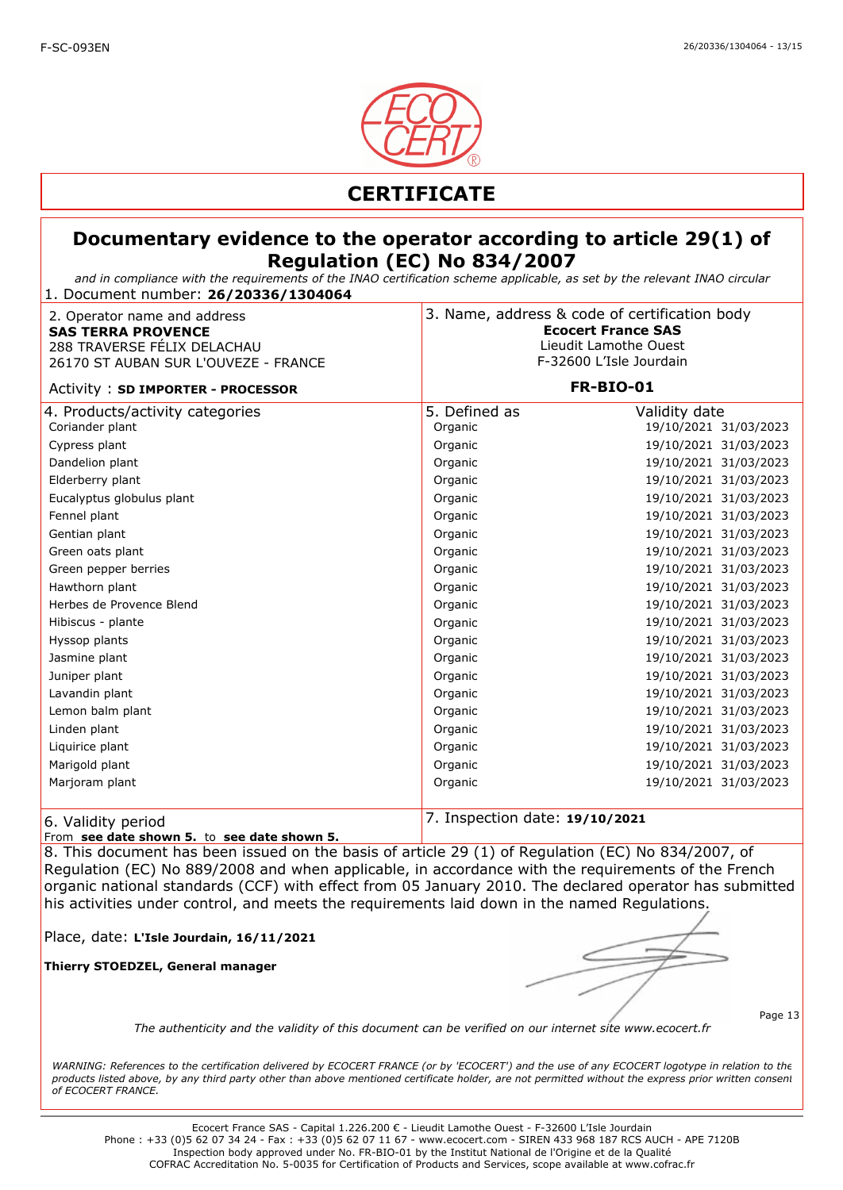# CERTIFICATE

## Documentary evidence to the operator according to article 29(1) of Regulation (EC) No 834/2007

*and in compliance with the requirements of the INAO certification scheme applicable, as set by the relevant INAO circular*

1. Document number: **26/20336/1304064**

| 2. Operator name and address | 3. Name, address & code of certification body |
|---|---|
| **SAS TERRA PROVENCE**<br>288 TRAVERSE FÉLIX DELACHAU<br>26170 ST AUBAN SUR L'OUVEZE - FRANCE | **Ecocert France SAS**<br>Lieudit Lamothe Ouest<br>F-32600 L'Isle Jourdain |
| Activity : **SD IMPORTER - PROCESSOR** | **FR-BIO-01** |

| 4. Products/activity categories | 5. Defined as | Validity date | |
|---|---|---|---|
| Coriander plant | Organic | 19/10/2021 | 31/03/2023 |
| Cypress plant | Organic | 19/10/2021 | 31/03/2023 |
| Dandelion plant | Organic | 19/10/2021 | 31/03/2023 |
| Elderberry plant | Organic | 19/10/2021 | 31/03/2023 |
| Eucalyptus globulus plant | Organic | 19/10/2021 | 31/03/2023 |
| Fennel plant | Organic | 19/10/2021 | 31/03/2023 |
| Gentian plant | Organic | 19/10/2021 | 31/03/2023 |
| Green oats plant | Organic | 19/10/2021 | 31/03/2023 |
| Green pepper berries | Organic | 19/10/2021 | 31/03/2023 |
| Hawthorn plant | Organic | 19/10/2021 | 31/03/2023 |
| Herbes de Provence Blend | Organic | 19/10/2021 | 31/03/2023 |
| Hibiscus - plante | Organic | 19/10/2021 | 31/03/2023 |
| Hyssop plants | Organic | 19/10/2021 | 31/03/2023 |
| Jasmine plant | Organic | 19/10/2021 | 31/03/2023 |
| Juniper plant | Organic | 19/10/2021 | 31/03/2023 |
| Lavandin plant | Organic | 19/10/2021 | 31/03/2023 |
| Lemon balm plant | Organic | 19/10/2021 | 31/03/2023 |
| Linden plant | Organic | 19/10/2021 | 31/03/2023 |
| Liquirice plant | Organic | 19/10/2021 | 31/03/2023 |
| Marigold plant | Organic | 19/10/2021 | 31/03/2023 |
| Marjoram plant | Organic | 19/10/2021 | 31/03/2023 |

| 6. Validity period | 7. Inspection date: **19/10/2021** |
|---|---|
| From **see date shown 5.** to **see date shown 5.** | |

8. This document has been issued on the basis of article 29 (1) of Regulation (EC) No 834/2007, of Regulation (EC) No 889/2008 and when applicable, in accordance with the requirements of the French organic national standards (CCF) with effect from 05 January 2010. The declared operator has submitted his activities under control, and meets the requirements laid down in the named Regulations.

Place, date: **L'Isle Jourdain, 16/11/2021**

**Thierry STOEDZEL, General manager**

*The authenticity and the validity of this document can be verified on our internet site www.ecocert.fr*

*WARNING: References to the certification delivered by ECOCERT FRANCE (or by 'ECOCERT') and the use of any ECOCERT logotype in relation to the products listed above, by any third party other than above mentioned certificate holder, are not permitted without the express prior written consent of ECOCERT FRANCE.*

Ecocert France SAS - Capital 1.226.200 € - Lieudit Lamothe Ouest - F-32600 L'Isle Jourdain
Phone : +33 (0)5 62 07 34 24 - Fax : +33 (0)5 62 07 11 67 - www.ecocert.com - SIREN 433 968 187 RCS AUCH - APE 7120B
Inspection body approved under No. FR-BIO-01 by the Institut National de l'Origine et de la Qualité
COFRAC Accreditation No. 5-0035 for Certification of Products and Services, scope available at www.cofrac.fr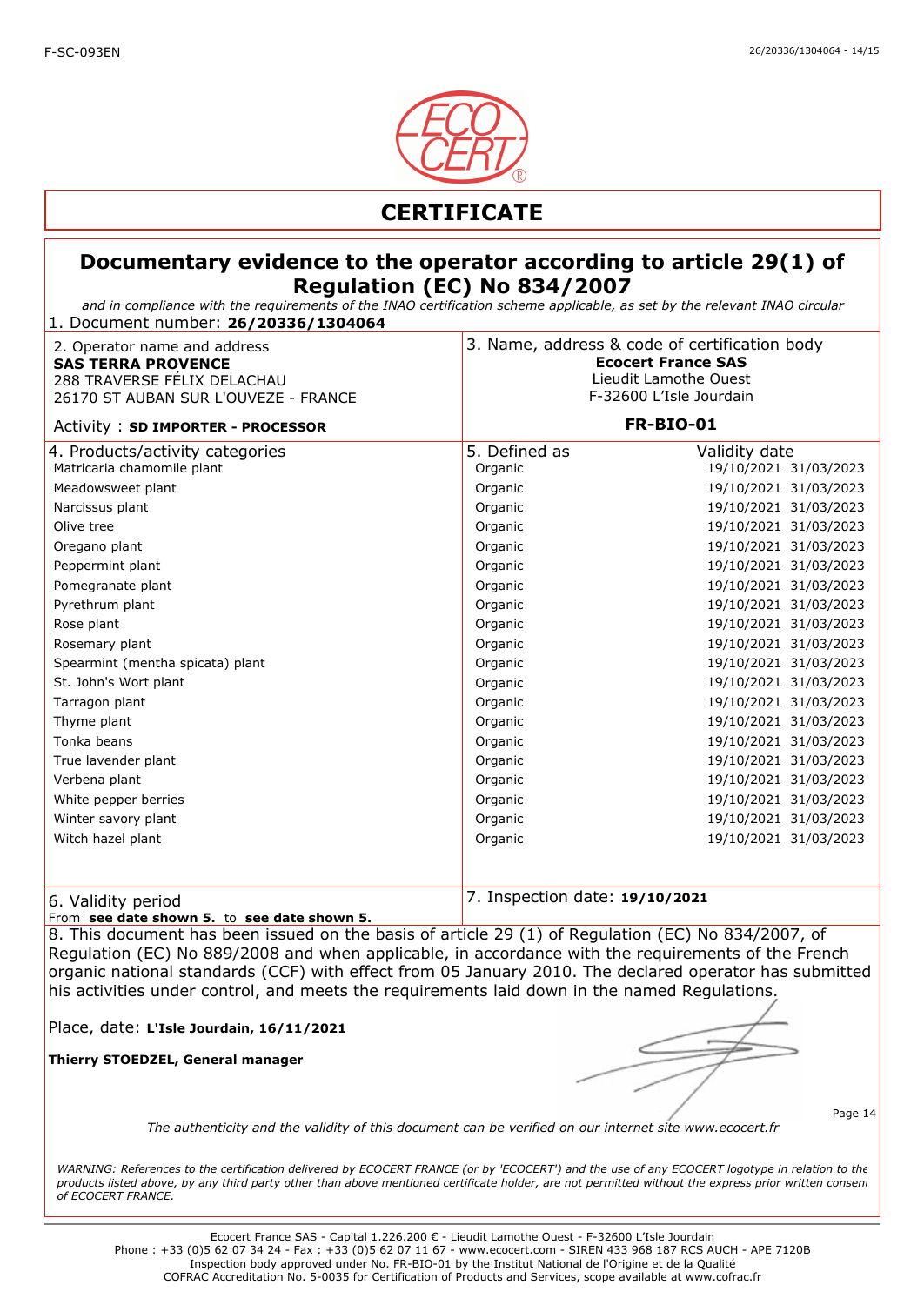F-SC-093EN

# CERTIFICATE

## Documentary evidence to the operator according to article 29(1) of Regulation (EC) No 834/2007

*and in compliance with the requirements of the INAO certification scheme applicable, as set by the relevant INAO circular*

1. Document number: **26/20336/1304064**

| 2. Operator name and address | 3. Name, address & code of certification body |
|---|---|
| **SAS TERRA PROVENCE**<br>288 TRAVERSE FÉLIX DELACHAU<br>26170 ST AUBAN SUR L'OUVEZE - FRANCE | **Ecocert France SAS**<br>Lieudit Lamothe Ouest<br>F-32600 L'Isle Jourdain |
| Activity : **SD IMPORTER - PROCESSOR** | **FR-BIO-01** |

| 4. Products/activity categories | 5. Defined as | Validity date | |
|---|---|---|---|
| Matricaria chamomile plant | Organic | 19/10/2021 | 31/03/2023 |
| Meadowsweet plant | Organic | 19/10/2021 | 31/03/2023 |
| Narcissus plant | Organic | 19/10/2021 | 31/03/2023 |
| Olive tree | Organic | 19/10/2021 | 31/03/2023 |
| Oregano plant | Organic | 19/10/2021 | 31/03/2023 |
| Peppermint plant | Organic | 19/10/2021 | 31/03/2023 |
| Pomegranate plant | Organic | 19/10/2021 | 31/03/2023 |
| Pyrethrum plant | Organic | 19/10/2021 | 31/03/2023 |
| Rose plant | Organic | 19/10/2021 | 31/03/2023 |
| Rosemary plant | Organic | 19/10/2021 | 31/03/2023 |
| Spearmint (mentha spicata) plant | Organic | 19/10/2021 | 31/03/2023 |
| St. John's Wort plant | Organic | 19/10/2021 | 31/03/2023 |
| Tarragon plant | Organic | 19/10/2021 | 31/03/2023 |
| Thyme plant | Organic | 19/10/2021 | 31/03/2023 |
| Tonka beans | Organic | 19/10/2021 | 31/03/2023 |
| True lavender plant | Organic | 19/10/2021 | 31/03/2023 |
| Verbena plant | Organic | 19/10/2021 | 31/03/2023 |
| White pepper berries | Organic | 19/10/2021 | 31/03/2023 |
| Winter savory plant | Organic | 19/10/2021 | 31/03/2023 |
| Witch hazel plant | Organic | 19/10/2021 | 31/03/2023 |

| 6. Validity period | 7. Inspection date: **19/10/2021** |
|---|---|
| From **see date shown 5.** to **see date shown 5.** | |

8. This document has been issued on the basis of article 29 (1) of Regulation (EC) No 834/2007, of Regulation (EC) No 889/2008 and when applicable, in accordance with the requirements of the French organic national standards (CCF) with effect from 05 January 2010. The declared operator has submitted his activities under control, and meets the requirements laid down in the named Regulations.

Place, date: **L'Isle Jourdain, 16/11/2021**

**Thierry STOEDZEL, General manager**

*The authenticity and the validity of this document can be verified on our internet site www.ecocert.fr*

*WARNING: References to the certification delivered by ECOCERT FRANCE (or by 'ECOCERT') and the use of any ECOCERT logotype in relation to the products listed above, by any third party other than above mentioned certificate holder, are not permitted without the express prior written consent of ECOCERT FRANCE.*

Ecocert France SAS - Capital 1.226.200 € - Lieudit Lamothe Ouest - F-32600 L'Isle Jourdain
Phone : +33 (0)5 62 07 34 24 - Fax : +33 (0)5 62 07 11 67 - www.ecocert.com - SIREN 433 968 187 RCS AUCH - APE 7120B
Inspection body approved under No. FR-BIO-01 by the Institut National de l'Origine et de la Qualité
COFRAC Accreditation No. 5-0035 for Certification of Products and Services, scope available at www.cofrac.fr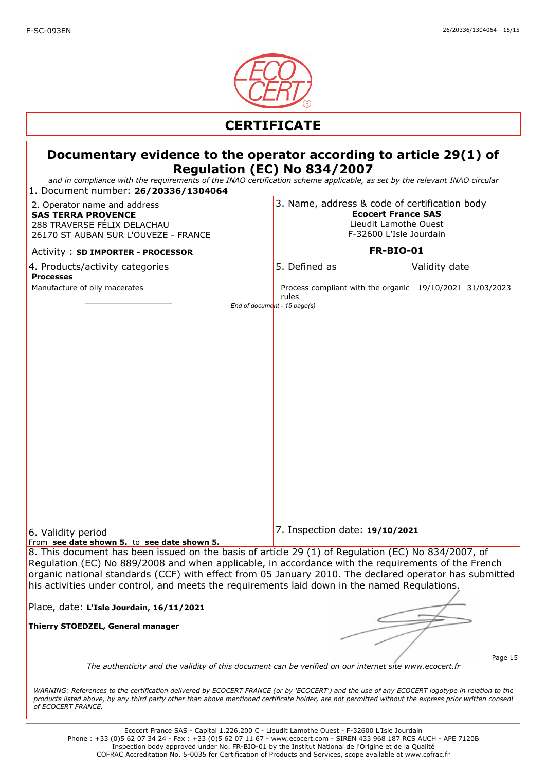# CERTIFICATE

## Documentary evidence to the operator according to article 29(1) of Regulation (EC) No 834/2007

*and in compliance with the requirements of the INAO certification scheme applicable, as set by the relevant INAO circular*

1. Document number: **26/20336/1304064**

| 2. Operator name and address | 3. Name, address & code of certification body |
|---|---|
| **SAS TERRA PROVENCE**<br>288 TRAVERSE FÉLIX DELACHAU<br>26170 ST AUBAN SUR L'OUVEZE - FRANCE | **Ecocert France SAS**<br>Lieudit Lamothe Ouest<br>F-32600 L'Isle Jourdain |
| Activity : **SD IMPORTER - PROCESSOR** | **FR-BIO-01** |

| 4. Products/activity categories | 5. Defined as | Validity date | |
|---|---|---|---|
| **Processes** | | | |
| Manufacture of oily macerates | Process compliant with the organic rules | 19/10/2021 | 31/03/2023 |

*End of document - 15 page(s)*

| 6. Validity period | 7. Inspection date: **19/10/2021** |
|---|---|
| From **see date shown 5.** to **see date shown 5.** | |

8. This document has been issued on the basis of article 29 (1) of Regulation (EC) No 834/2007, of Regulation (EC) No 889/2008 and when applicable, in accordance with the requirements of the French organic national standards (CCF) with effect from 05 January 2010. The declared operator has submitted his activities under control, and meets the requirements laid down in the named Regulations.

Place, date: **L'Isle Jourdain, 16/11/2021**

**Thierry STOEDZEL, General manager**

*The authenticity and the validity of this document can be verified on our internet site www.ecocert.fr*

*WARNING: References to the certification delivered by ECOCERT FRANCE (or by 'ECOCERT') and the use of any ECOCERT logotype in relation to the products listed above, by any third party other than above mentioned certificate holder, are not permitted without the express prior written consent of ECOCERT FRANCE.*

Ecocert France SAS - Capital 1.226.200 € - Lieudit Lamothe Ouest - F-32600 L'Isle Jourdain
Phone : +33 (0)5 62 07 34 24 - Fax : +33 (0)5 62 07 11 67 - www.ecocert.com - SIREN 433 968 187 RCS AUCH - APE 7120B
Inspection body approved under No. FR-BIO-01 by the Institut National de l'Origine et de la Qualité
COFRAC Accreditation No. 5-0035 for Certification of Products and Services, scope available at www.cofrac.fr